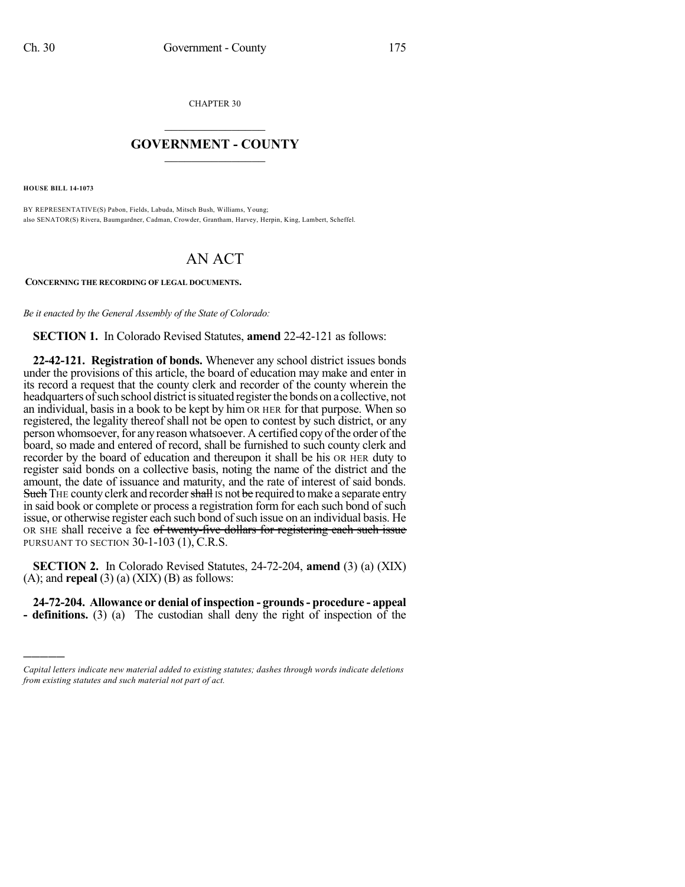CHAPTER 30

# GOVERNMENT - COUNTY

**HOUSE BILL 14-1073**

BY REPRESENTATIVE(S) Pabon, Fields, Labuda, Mitsch Bush, Williams, Young;
also SENATOR(S) Rivera, Baumgardner, Cadman, Crowder, Grantham, Harvey, Herpin, King, Lambert, Scheffel.

# AN ACT

**CONCERNING THE RECORDING OF LEGAL DOCUMENTS.**

*Be it enacted by the General Assembly of the State of Colorado:*

**SECTION 1.** In Colorado Revised Statutes, **amend** 22-42-121 as follows:

**22-42-121. Registration of bonds.** Whenever any school district issues bonds under the provisions of this article, the board of education may make and enter in its record a request that the county clerk and recorder of the county wherein the headquarters of such school district is situated register the bonds on a collective, not an individual, basis in a book to be kept by him OR HER for that purpose. When so registered, the legality thereof shall not be open to contest by such district, or any person whomsoever, for any reason whatsoever. A certified copy of the order of the board, so made and entered of record, shall be furnished to such county clerk and recorder by the board of education and thereupon it shall be his OR HER duty to register said bonds on a collective basis, noting the name of the district and the amount, the date of issuance and maturity, and the rate of interest of said bonds. ~~Such~~ THE county clerk and recorder ~~shall~~ IS not ~~be~~ required to make a separate entry in said book or complete or process a registration form for each such bond of such issue, or otherwise register each such bond of such issue on an individual basis. He OR SHE shall receive a fee ~~of twenty-five dollars for registering each such issue~~ PURSUANT TO SECTION 30-1-103 (1), C.R.S.

**SECTION 2.** In Colorado Revised Statutes, 24-72-204, **amend** (3) (a) (XIX) (A); and **repeal** (3) (a) (XIX) (B) as follows:

**24-72-204. Allowance or denial of inspection - grounds - procedure - appeal - definitions.** (3) (a) The custodian shall deny the right of inspection of the

---

*Capital letters indicate new material added to existing statutes; dashes through words indicate deletions from existing statutes and such material not part of act.*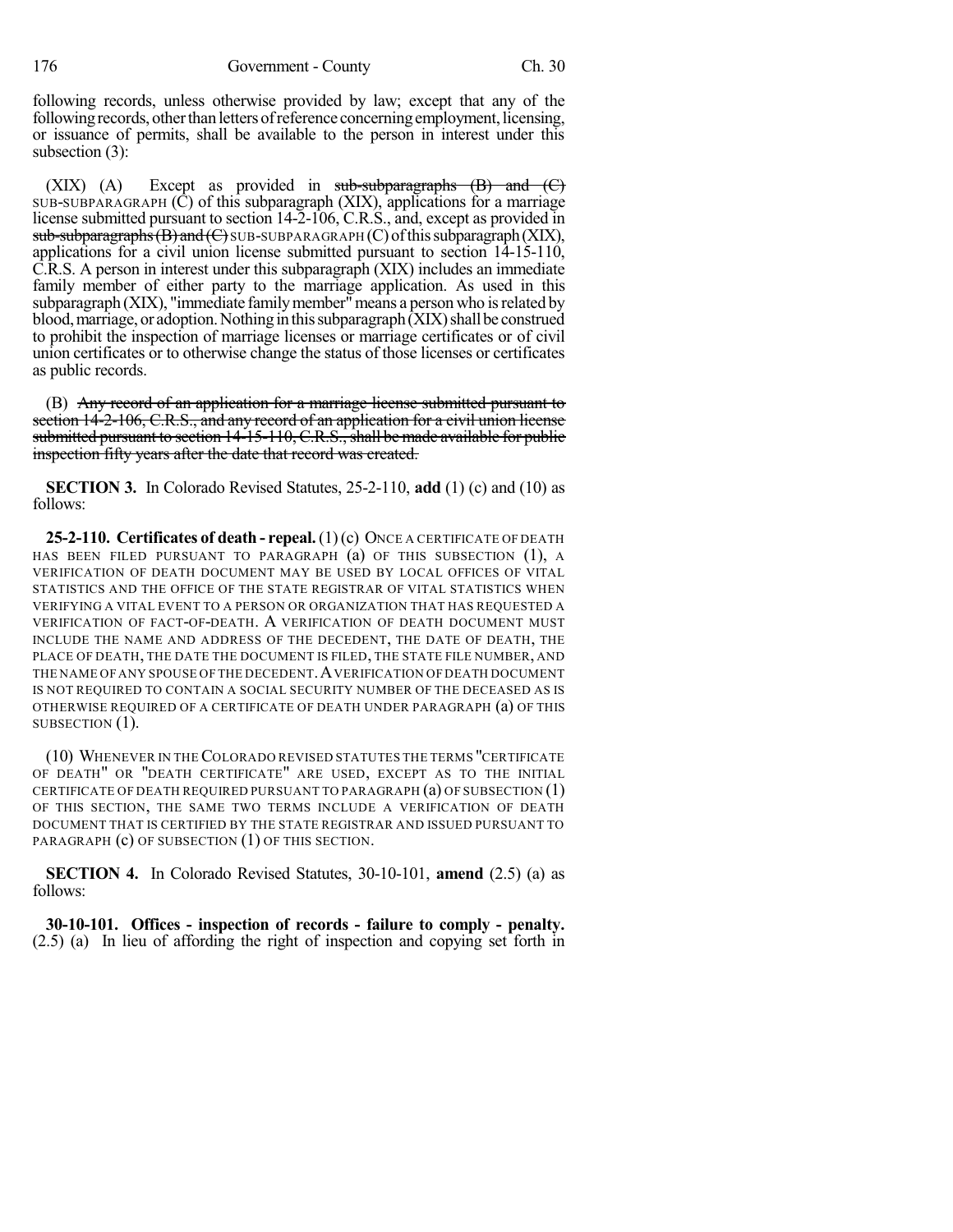following records, unless otherwise provided by law; except that any of the following records, other than letters of reference concerning employment, licensing, or issuance of permits, shall be available to the person in interest under this subsection (3):

(XIX) (A) Except as provided in ~~sub-subparagraphs (B) and (C)~~ SUB-SUBPARAGRAPH (C) of this subparagraph (XIX), applications for a marriage license submitted pursuant to section 14-2-106, C.R.S., and, except as provided in ~~sub-subparagraphs (B) and (C)~~ SUB-SUBPARAGRAPH (C) of this subparagraph (XIX), applications for a civil union license submitted pursuant to section 14-15-110, C.R.S. A person in interest under this subparagraph (XIX) includes an immediate family member of either party to the marriage application. As used in this subparagraph (XIX), "immediate family member" means a person who is related by blood, marriage, or adoption. Nothing in this subparagraph (XIX) shall be construed to prohibit the inspection of marriage licenses or marriage certificates or of civil union certificates or to otherwise change the status of those licenses or certificates as public records.

(B) ~~Any record of an application for a marriage license submitted pursuant to section 14-2-106, C.R.S., and any record of an application for a civil union license submitted pursuant to section 14-15-110, C.R.S., shall be made available for public inspection fifty years after the date that record was created.~~

**SECTION 3.** In Colorado Revised Statutes, 25-2-110, **add** (1) (c) and (10) as follows:

**25-2-110. Certificates of death - repeal.** (1) (c) ONCE A CERTIFICATE OF DEATH HAS BEEN FILED PURSUANT TO PARAGRAPH (a) OF THIS SUBSECTION (1), A VERIFICATION OF DEATH DOCUMENT MAY BE USED BY LOCAL OFFICES OF VITAL STATISTICS AND THE OFFICE OF THE STATE REGISTRAR OF VITAL STATISTICS WHEN VERIFYING A VITAL EVENT TO A PERSON OR ORGANIZATION THAT HAS REQUESTED A VERIFICATION OF FACT-OF-DEATH. A VERIFICATION OF DEATH DOCUMENT MUST INCLUDE THE NAME AND ADDRESS OF THE DECEDENT, THE DATE OF DEATH, THE PLACE OF DEATH, THE DATE THE DOCUMENT IS FILED, THE STATE FILE NUMBER, AND THE NAME OF ANY SPOUSE OF THE DECEDENT. A VERIFICATION OF DEATH DOCUMENT IS NOT REQUIRED TO CONTAIN A SOCIAL SECURITY NUMBER OF THE DECEASED AS IS OTHERWISE REQUIRED OF A CERTIFICATE OF DEATH UNDER PARAGRAPH (a) OF THIS SUBSECTION (1).

(10) WHENEVER IN THE COLORADO REVISED STATUTES THE TERMS "CERTIFICATE OF DEATH" OR "DEATH CERTIFICATE" ARE USED, EXCEPT AS TO THE INITIAL CERTIFICATE OF DEATH REQUIRED PURSUANT TO PARAGRAPH (a) OF SUBSECTION (1) OF THIS SECTION, THE SAME TWO TERMS INCLUDE A VERIFICATION OF DEATH DOCUMENT THAT IS CERTIFIED BY THE STATE REGISTRAR AND ISSUED PURSUANT TO PARAGRAPH (c) OF SUBSECTION (1) OF THIS SECTION.

**SECTION 4.** In Colorado Revised Statutes, 30-10-101, **amend** (2.5) (a) as follows:

**30-10-101. Offices - inspection of records - failure to comply - penalty.** (2.5) (a) In lieu of affording the right of inspection and copying set forth in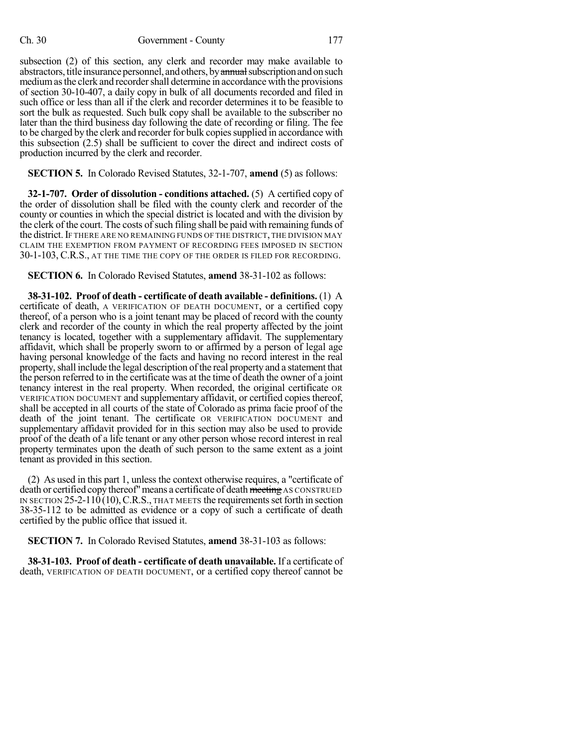subsection (2) of this section, any clerk and recorder may make available to abstractors, title insurance personnel, and others, by ~~annual~~ subscription and on such medium as the clerk and recorder shall determine in accordance with the provisions of section 30-10-407, a daily copy in bulk of all documents recorded and filed in such office or less than all if the clerk and recorder determines it to be feasible to sort the bulk as requested. Such bulk copy shall be available to the subscriber no later than the third business day following the date of recording or filing. The fee to be charged by the clerk and recorder for bulk copies supplied in accordance with this subsection (2.5) shall be sufficient to cover the direct and indirect costs of production incurred by the clerk and recorder.

**SECTION 5.** In Colorado Revised Statutes, 32-1-707, **amend** (5) as follows:

**32-1-707. Order of dissolution - conditions attached.** (5) A certified copy of the order of dissolution shall be filed with the county clerk and recorder of the county or counties in which the special district is located and with the division by the clerk of the court. The costs of such filing shall be paid with remaining funds of the district. IF THERE ARE NO REMAINING FUNDS OF THE DISTRICT, THE DIVISION MAY CLAIM THE EXEMPTION FROM PAYMENT OF RECORDING FEES IMPOSED IN SECTION 30-1-103, C.R.S., AT THE TIME THE COPY OF THE ORDER IS FILED FOR RECORDING.

**SECTION 6.** In Colorado Revised Statutes, **amend** 38-31-102 as follows:

**38-31-102. Proof of death - certificate of death available - definitions.** (1) A certificate of death, A VERIFICATION OF DEATH DOCUMENT, or a certified copy thereof, of a person who is a joint tenant may be placed of record with the county clerk and recorder of the county in which the real property affected by the joint tenancy is located, together with a supplementary affidavit. The supplementary affidavit, which shall be properly sworn to or affirmed by a person of legal age having personal knowledge of the facts and having no record interest in the real property, shall include the legal description of the real property and a statement that the person referred to in the certificate was at the time of death the owner of a joint tenancy interest in the real property. When recorded, the original certificate OR VERIFICATION DOCUMENT and supplementary affidavit, or certified copies thereof, shall be accepted in all courts of the state of Colorado as prima facie proof of the death of the joint tenant. The certificate OR VERIFICATION DOCUMENT and supplementary affidavit provided for in this section may also be used to provide proof of the death of a life tenant or any other person whose record interest in real property terminates upon the death of such person to the same extent as a joint tenant as provided in this section.

(2) As used in this part 1, unless the context otherwise requires, a "certificate of death or certified copy thereof" means a certificate of death ~~meeting~~ AS CONSTRUED IN SECTION 25-2-110 (10), C.R.S., THAT MEETS the requirements set forth in section 38-35-112 to be admitted as evidence or a copy of such a certificate of death certified by the public office that issued it.

**SECTION 7.** In Colorado Revised Statutes, **amend** 38-31-103 as follows:

**38-31-103. Proof of death - certificate of death unavailable.** If a certificate of death, VERIFICATION OF DEATH DOCUMENT, or a certified copy thereof cannot be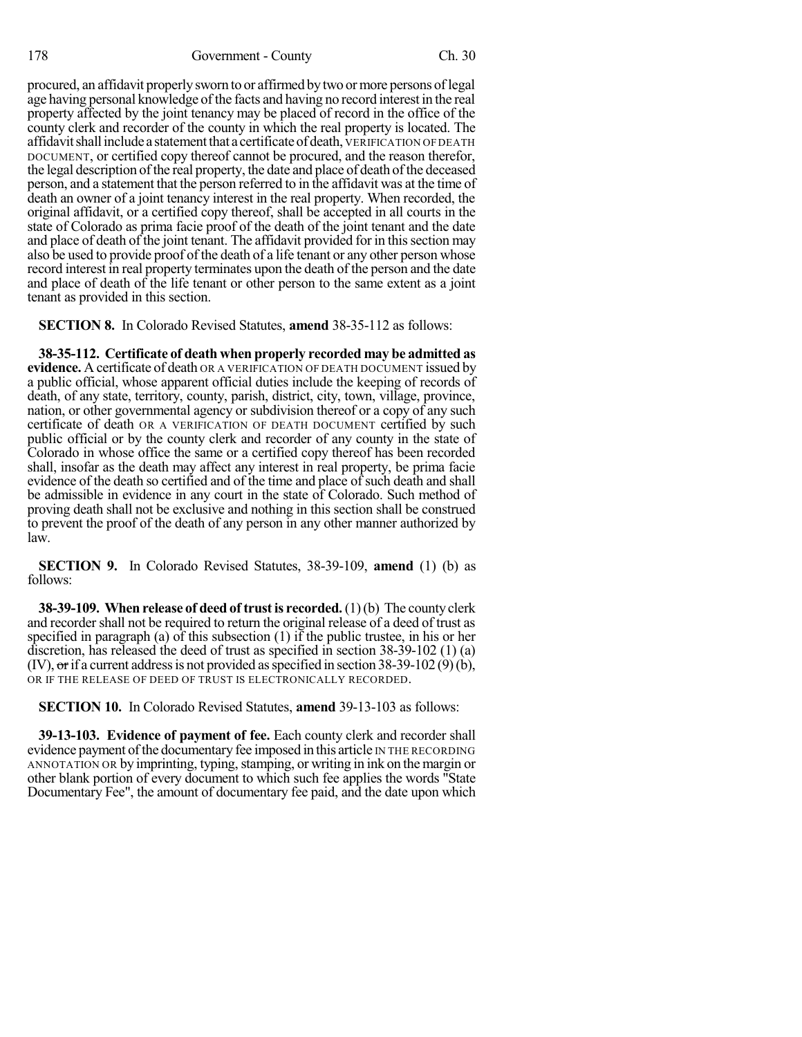procured, an affidavit properly sworn to or affirmed by two or more persons of legal age having personal knowledge of the facts and having no record interest in the real property affected by the joint tenancy may be placed of record in the office of the county clerk and recorder of the county in which the real property is located. The affidavit shall include a statement that a certificate of death, VERIFICATION OF DEATH DOCUMENT, or certified copy thereof cannot be procured, and the reason therefor, the legal description of the real property, the date and place of death of the deceased person, and a statement that the person referred to in the affidavit was at the time of death an owner of a joint tenancy interest in the real property. When recorded, the original affidavit, or a certified copy thereof, shall be accepted in all courts in the state of Colorado as prima facie proof of the death of the joint tenant and the date and place of death of the joint tenant. The affidavit provided for in this section may also be used to provide proof of the death of a life tenant or any other person whose record interest in real property terminates upon the death of the person and the date and place of death of the life tenant or other person to the same extent as a joint tenant as provided in this section.

**SECTION 8.** In Colorado Revised Statutes, **amend** 38-35-112 as follows:

**38-35-112. Certificate of death when properly recorded may be admitted as evidence.** A certificate of death OR A VERIFICATION OF DEATH DOCUMENT issued by a public official, whose apparent official duties include the keeping of records of death, of any state, territory, county, parish, district, city, town, village, province, nation, or other governmental agency or subdivision thereof or a copy of any such certificate of death OR A VERIFICATION OF DEATH DOCUMENT certified by such public official or by the county clerk and recorder of any county in the state of Colorado in whose office the same or a certified copy thereof has been recorded shall, insofar as the death may affect any interest in real property, be prima facie evidence of the death so certified and of the time and place of such death and shall be admissible in evidence in any court in the state of Colorado. Such method of proving death shall not be exclusive and nothing in this section shall be construed to prevent the proof of the death of any person in any other manner authorized by law.

**SECTION 9.** In Colorado Revised Statutes, 38-39-109, **amend** (1) (b) as follows:

**38-39-109. When release of deed of trust is recorded.** (1) (b) The county clerk and recorder shall not be required to return the original release of a deed of trust as specified in paragraph (a) of this subsection (1) if the public trustee, in his or her discretion, has released the deed of trust as specified in section 38-39-102 (1) (a) (IV), ~~or~~ if a current address is not provided as specified in section 38-39-102 (9) (b), OR IF THE RELEASE OF DEED OF TRUST IS ELECTRONICALLY RECORDED.

**SECTION 10.** In Colorado Revised Statutes, **amend** 39-13-103 as follows:

**39-13-103. Evidence of payment of fee.** Each county clerk and recorder shall evidence payment of the documentary fee imposed in this article IN THE RECORDING ANNOTATION OR by imprinting, typing, stamping, or writing in ink on the margin or other blank portion of every document to which such fee applies the words "State Documentary Fee", the amount of documentary fee paid, and the date upon which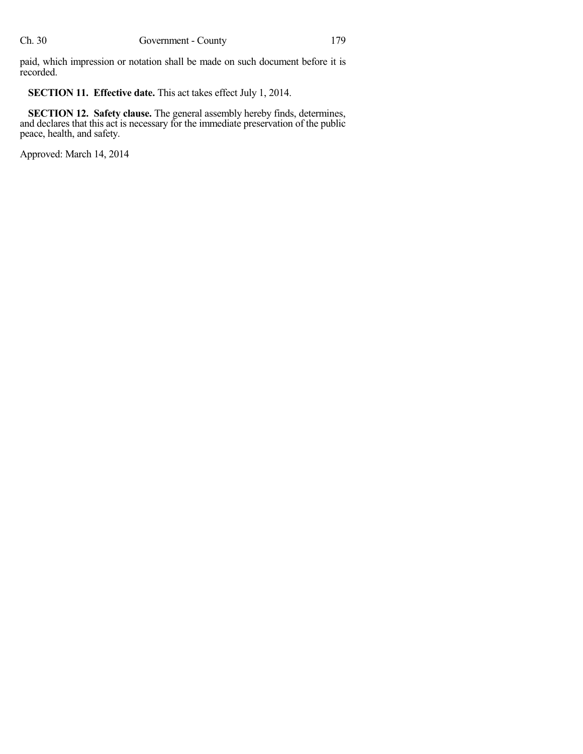paid, which impression or notation shall be made on such document before it is recorded.

**SECTION 11. Effective date.** This act takes effect July 1, 2014.

**SECTION 12. Safety clause.** The general assembly hereby finds, determines, and declares that this act is necessary for the immediate preservation of the public peace, health, and safety.

Approved: March 14, 2014